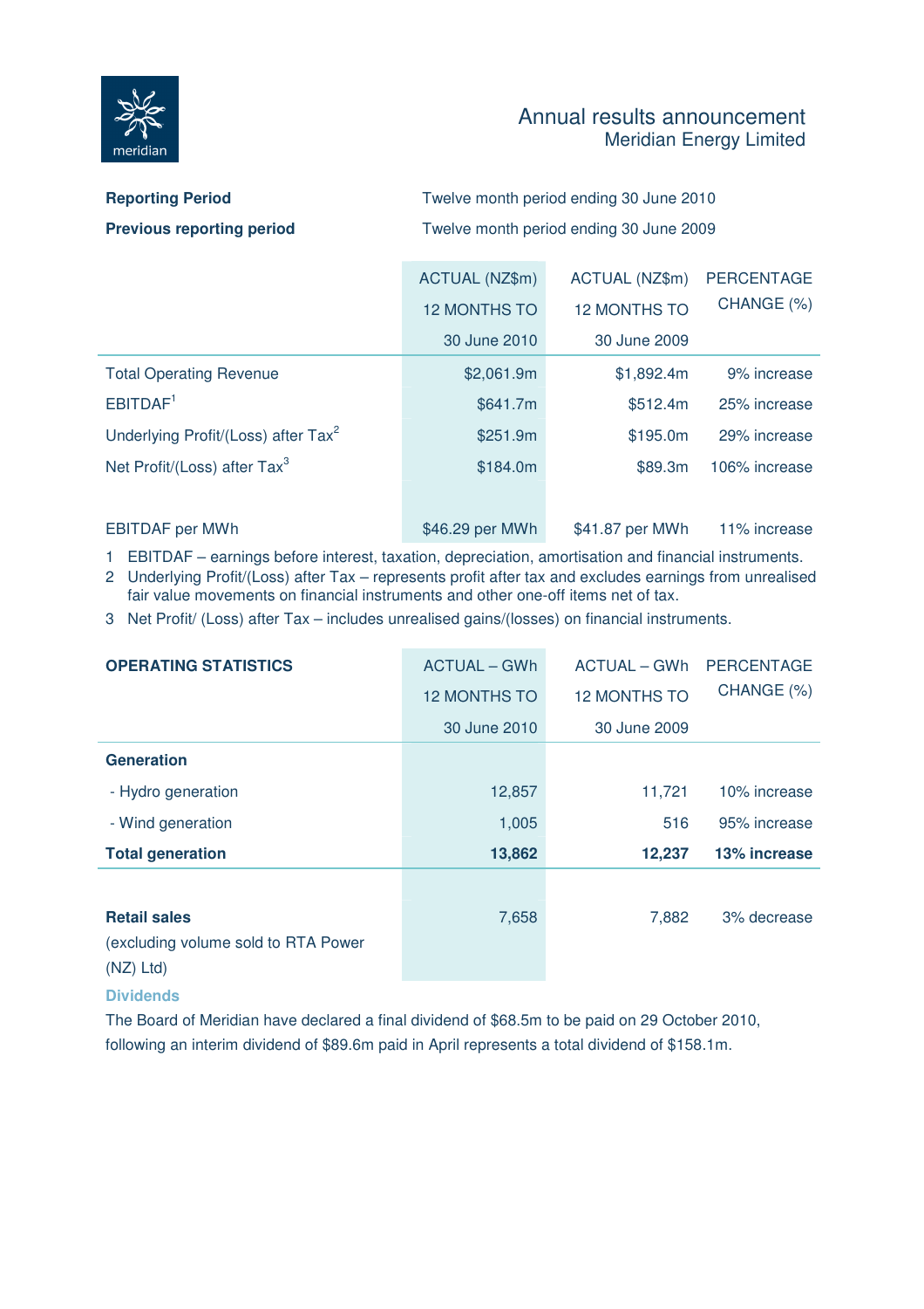# Annual results announcement

## Meridian Energy Limited

| | |
|---|---|
| **Reporting Period** | Twelve month period ending 30 June 2010 |
| **Previous reporting period** | Twelve month period ending 30 June 2009 |

| | ACTUAL (NZ$m) 12 MONTHS TO 30 June 2010 | ACTUAL (NZ$m) 12 MONTHS TO 30 June 2009 | PERCENTAGE CHANGE (%) |
|---|---|---|---|
| Total Operating Revenue | $2,061.9m | $1,892.4m | 9% increase |
| EBITDAF[1] | $641.7m | $512.4m | 25% increase |
| Underlying Profit/(Loss) after Tax[2] | $251.9m | $195.0m | 29% increase |
| Net Profit/(Loss) after Tax[3] | $184.0m | $89.3m | 106% increase |
| | | | |
| EBITDAF per MWh | $46.29 per MWh | $41.87 per MWh | 11% increase |

1 EBITDAF – earnings before interest, taxation, depreciation, amortisation and financial instruments.

2 Underlying Profit/(Loss) after Tax – represents profit after tax and excludes earnings from unrealised fair value movements on financial instruments and other one-off items net of tax.

3 Net Profit/ (Loss) after Tax – includes unrealised gains/(losses) on financial instruments.

| **OPERATING STATISTICS** | ACTUAL – GWh 12 MONTHS TO 30 June 2010 | ACTUAL – GWh 12 MONTHS TO 30 June 2009 | PERCENTAGE CHANGE (%) |
|---|---|---|---|
| **Generation** | | | |
| - Hydro generation | 12,857 | 11,721 | 10% increase |
| - Wind generation | 1,005 | 516 | 95% increase |
| **Total generation** | **13,862** | **12,237** | **13% increase** |
| | | | |
| **Retail sales** (excluding volume sold to RTA Power (NZ) Ltd) | 7,658 | 7,882 | 3% decrease |

### Dividends

The Board of Meridian have declared a final dividend of $68.5m to be paid on 29 October 2010, following an interim dividend of $89.6m paid in April represents a total dividend of $158.1m.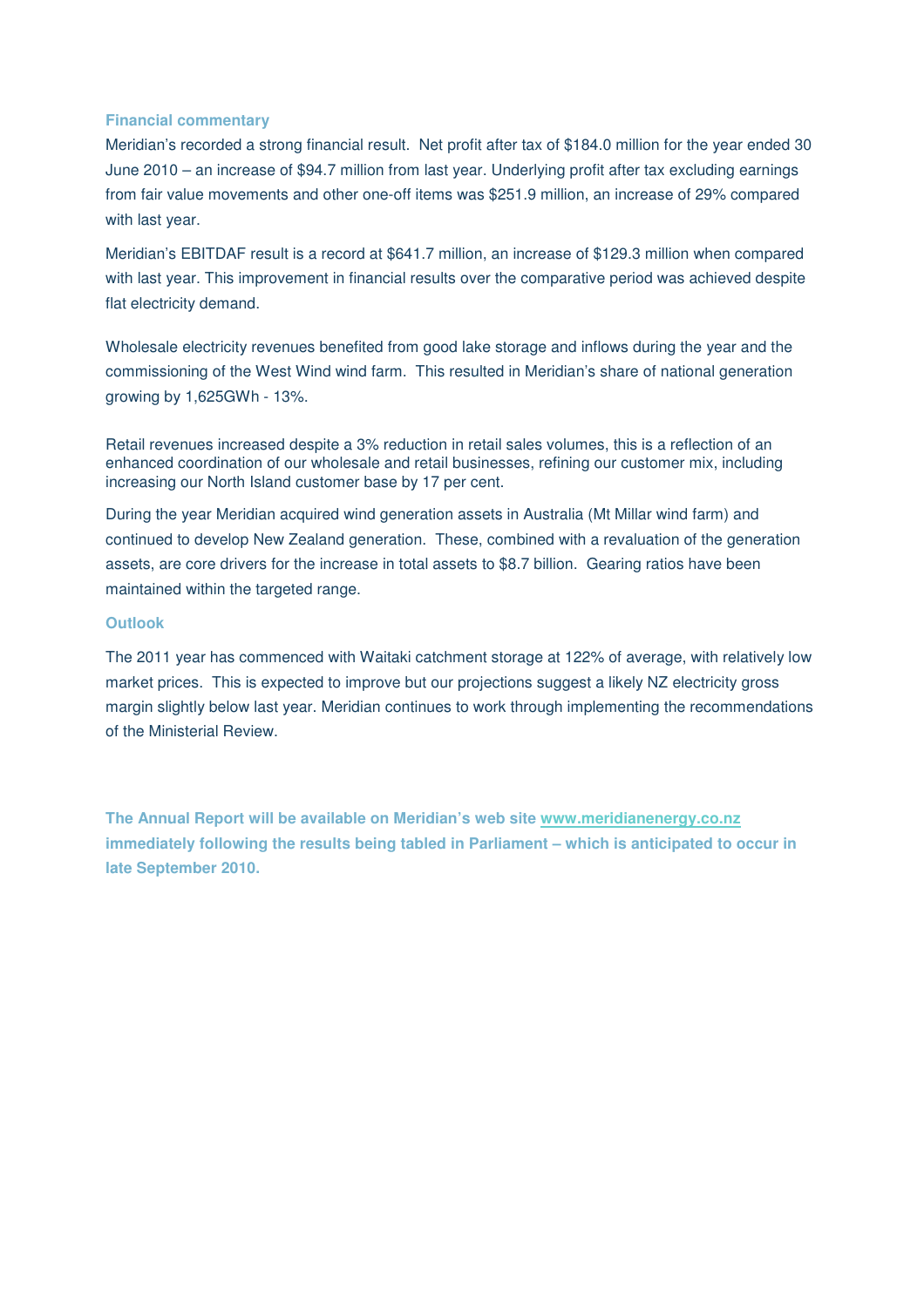## Financial commentary

Meridian's recorded a strong financial result. Net profit after tax of $184.0 million for the year ended 30 June 2010 – an increase of $94.7 million from last year. Underlying profit after tax excluding earnings from fair value movements and other one-off items was $251.9 million, an increase of 29% compared with last year.

Meridian's EBITDAF result is a record at $641.7 million, an increase of $129.3 million when compared with last year. This improvement in financial results over the comparative period was achieved despite flat electricity demand.

Wholesale electricity revenues benefited from good lake storage and inflows during the year and the commissioning of the West Wind wind farm. This resulted in Meridian's share of national generation growing by 1,625GWh - 13%.

Retail revenues increased despite a 3% reduction in retail sales volumes, this is a reflection of an enhanced coordination of our wholesale and retail businesses, refining our customer mix, including increasing our North Island customer base by 17 per cent.

During the year Meridian acquired wind generation assets in Australia (Mt Millar wind farm) and continued to develop New Zealand generation. These, combined with a revaluation of the generation assets, are core drivers for the increase in total assets to $8.7 billion. Gearing ratios have been maintained within the targeted range.

## Outlook

The 2011 year has commenced with Waitaki catchment storage at 122% of average, with relatively low market prices. This is expected to improve but our projections suggest a likely NZ electricity gross margin slightly below last year. Meridian continues to work through implementing the recommendations of the Ministerial Review.

**The Annual Report will be available on Meridian's web site www.meridianenergy.co.nz immediately following the results being tabled in Parliament – which is anticipated to occur in late September 2010.**